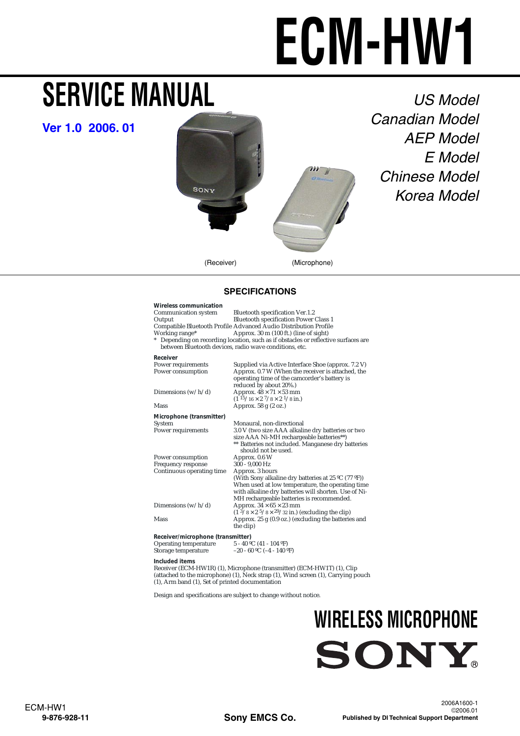# ECM-HW1

## SERVICE MANUAL

**Ver 1.0 2006. 01**

*US Model*
*Canadian Model*
*AEP Model*
*E Model*
*Chinese Model*
*Korea Model*

(Receiver) (Microphone)

## SPECIFICATIONS

**Wireless communication**

| | |
|---|---|
| Communication system | Bluetooth specification Ver.1.2 |
| Output | Bluetooth specification Power Class 1 |
| Compatible Bluetooth Profile | Advanced Audio Distribution Profile |
| Working range* | Approx. 30 m (100 ft.) (line of sight) |

\* Depending on recording location, such as if obstacles or reflective surfaces are between Bluetooth devices, radio wave conditions, etc.

**Receiver**

| | |
|---|---|
| Power requirements | Supplied via Active Interface Shoe (approx. 7.2 V) |
| Power consumption | Approx. 0.7 W (When the receiver is attached, the operating time of the camcorder's battery is reduced by about 20%.) |
| Dimensions (w/h/d) | Approx. 48 × 71 × 53 mm (1 15/16 × 2 7/8 × 2 1/8 in.) |
| Mass | Approx. 58 g (2 oz.) |

**Microphone (transmitter)**

| | |
|---|---|
| System | Monaural, non-directional |
| Power requirements | 3.0 V (two size AAA alkaline dry batteries or two size AAA Ni-MH rechargeable batteries**) ** Batteries not included. Manganese dry batteries should not be used. |
| Power consumption | Approx. 0.6 W |
| Frequency response | 300 - 9,000 Hz |
| Continuous operating time | Approx. 3 hours (With Sony alkaline dry batteries at 25 ºC (77 ºF)) When used at low temperature, the operating time with alkaline dry batteries will shorten. Use of Ni-MH rechargeable batteries is recommended. |
| Dimensions (w/h/d) | Approx. 34 × 65 × 23 mm (1 3/8 × 2 5/8 × 29/32 in.) (excluding the clip) |
| Mass | Approx. 25 g (0.9 oz.) (excluding the batteries and the clip) |

**Receiver/microphone (transmitter)**

| | |
|---|---|
| Operating temperature | 5 - 40 ºC (41 - 104 ºF) |
| Storage temperature | –20 - 60 ºC (–4 - 140 ºF) |

**Included items**

Receiver (ECM-HW1R) (1), Microphone (transmitter) (ECM-HW1T) (1), Clip (attached to the microphone) (1), Neck strap (1), Wind screen (1), Carrying pouch (1), Arm band (1), Set of printed documentation

Design and specifications are subject to change without notice.

## WIRELESS MICROPHONE

SONY®

ECM-HW1
9-876-928-11

Sony EMCS Co.

2006A1600-1
©2006.01
Published by DI Technical Support Department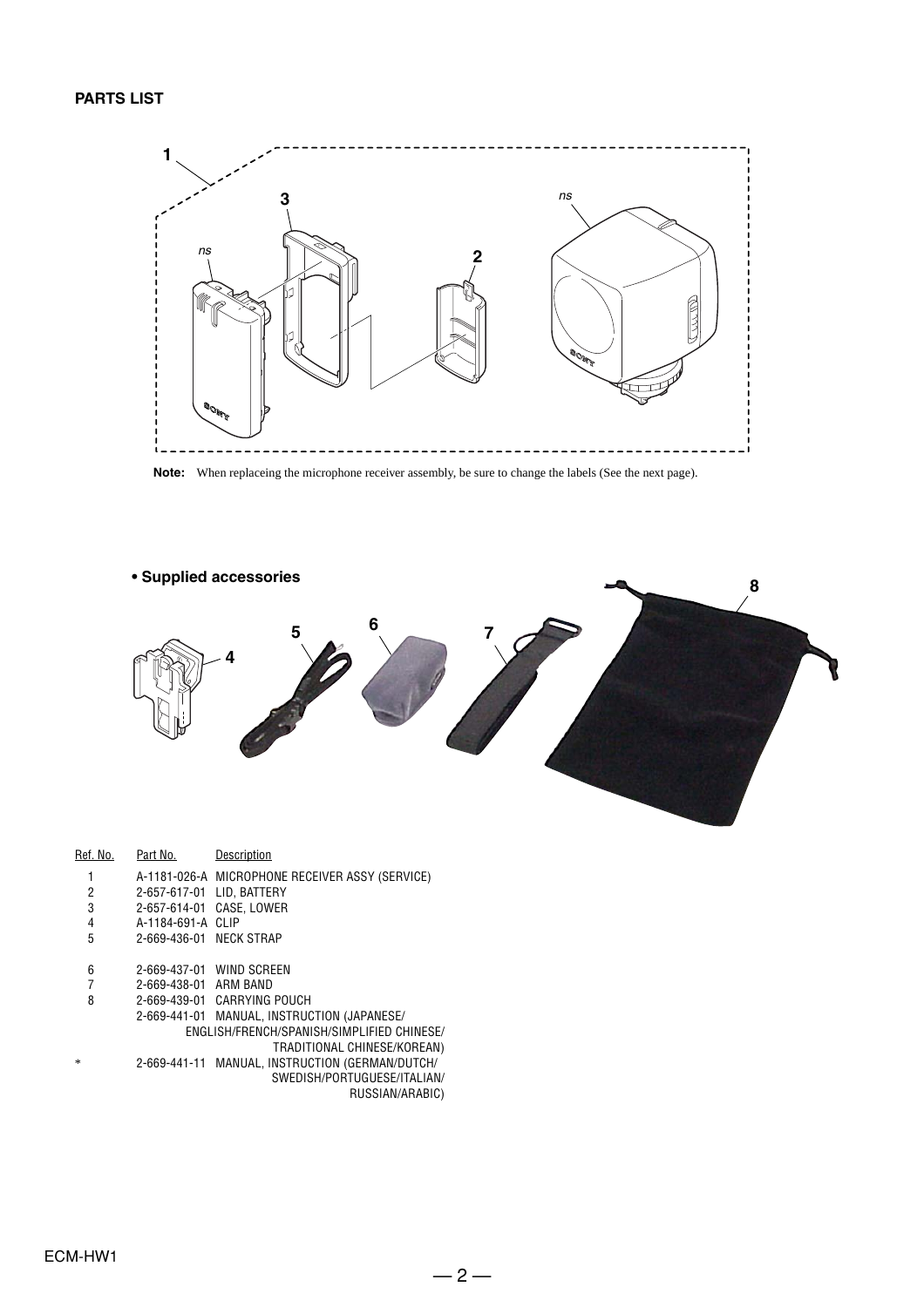## PARTS LIST

**Note:** When replaceing the microphone receiver assembly, be sure to change the labels (See the next page).

**• Supplied accessories**

| Ref. No. | Part No. | Description |
|---|---|---|
| 1 | A-1181-026-A | MICROPHONE RECEIVER ASSY (SERVICE) |
| 2 | 2-657-617-01 | LID, BATTERY |
| 3 | 2-657-614-01 | CASE, LOWER |
| 4 | A-1184-691-A | CLIP |
| 5 | 2-669-436-01 | NECK STRAP |
| 6 | 2-669-437-01 | WIND SCREEN |
| 7 | 2-669-438-01 | ARM BAND |
| 8 | 2-669-439-01 | CARRYING POUCH |
| | 2-669-441-01 | MANUAL, INSTRUCTION (JAPANESE/ENGLISH/FRENCH/SPANISH/SIMPLIFIED CHINESE/TRADITIONAL CHINESE/KOREAN) |
| * | 2-669-441-11 | MANUAL, INSTRUCTION (GERMAN/DUTCH/SWEDISH/PORTUGUESE/ITALIAN/RUSSIAN/ARABIC) |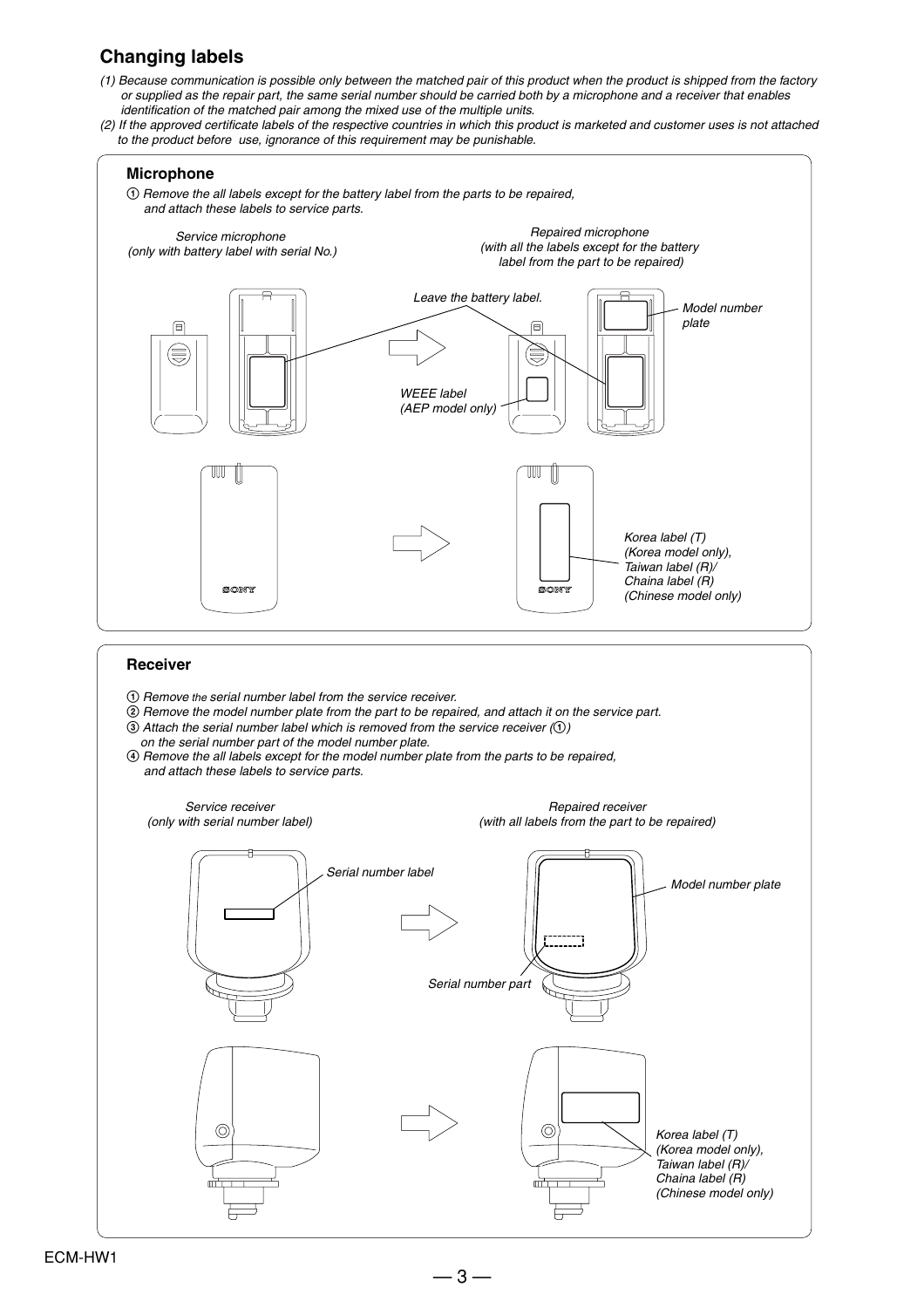## Changing labels

*(1) Because communication is possible only between the matched pair of this product when the product is shipped from the factory or supplied as the repair part, the same serial number should be carried both by a microphone and a receiver that enables identification of the matched pair among the mixed use of the multiple units.*

*(2) If the approved certificate labels of the respective countries in which this product is marketed and customer uses is not attached to the product before use, ignorance of this requirement may be punishable.*

### Microphone

*① Remove the all labels except for the battery label from the parts to be repaired, and attach these labels to service parts.*

*Service microphone (only with battery label with serial No.)*

*Repaired microphone (with all the labels except for the battery label from the part to be repaired)*

*Leave the battery label.*

*Model number plate*

*WEEE label (AEP model only)*

*Korea label (T) (Korea model only), Taiwan label (R)/ Chaina label (R) (Chinese model only)*

### Receiver

*① Remove the serial number label from the service receiver.*

*② Remove the model number plate from the part to be repaired, and attach it on the service part.*

*③ Attach the serial number label which is removed from the service receiver (①) on the serial number part of the model number plate.*

*④ Remove the all labels except for the model number plate from the parts to be repaired, and attach these labels to service parts.*

*Service receiver (only with serial number label)*

*Repaired receiver (with all labels from the part to be repaired)*

*Serial number label*

*Model number plate*

*Serial number part*

*Korea label (T) (Korea model only), Taiwan label (R)/ Chaina label (R) (Chinese model only)*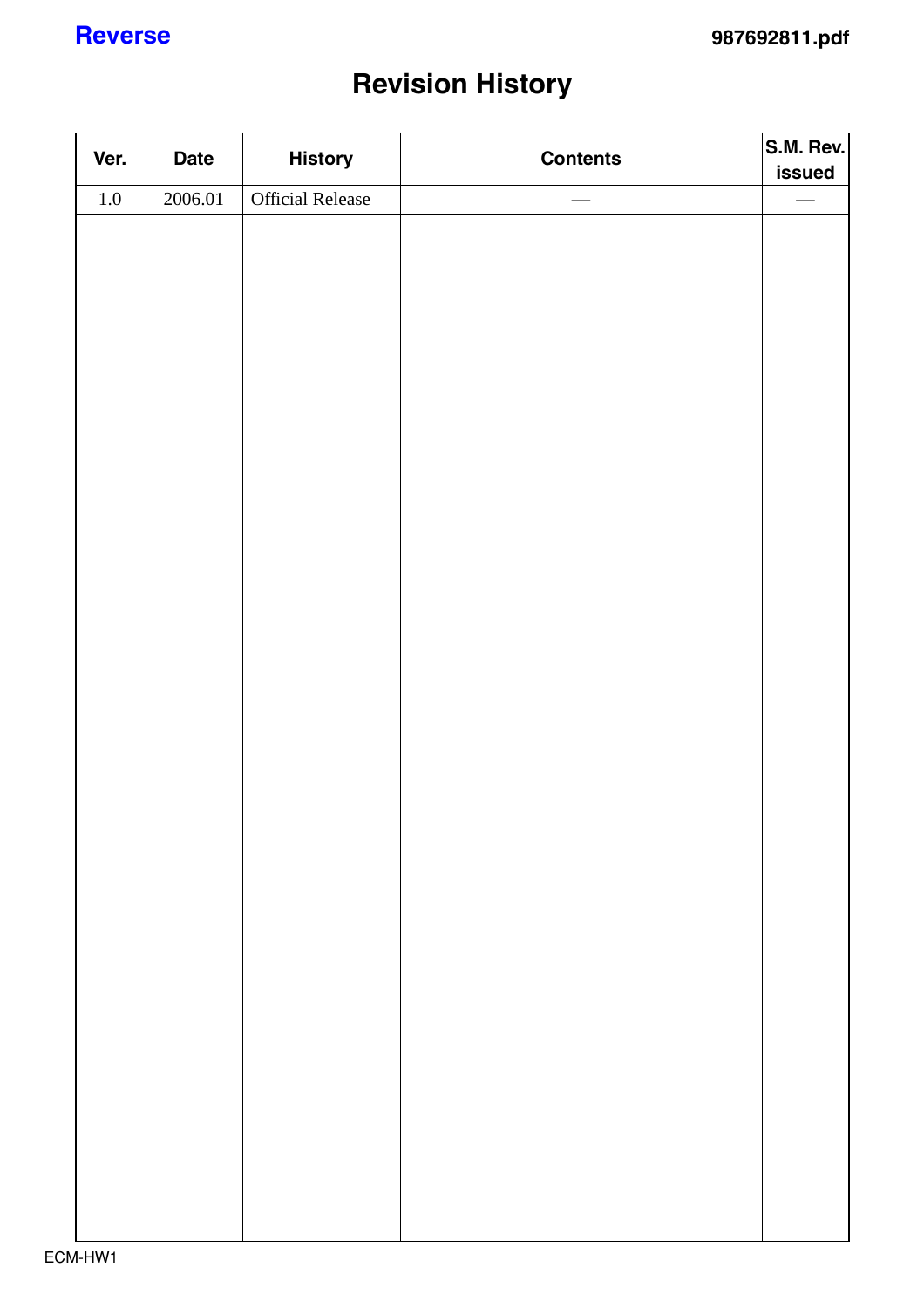# Revision History

| Ver. | Date | History | Contents | S.M. Rev. issued |
| --- | --- | --- | --- | --- |
| 1.0 | 2006.01 | Official Release | — | — |